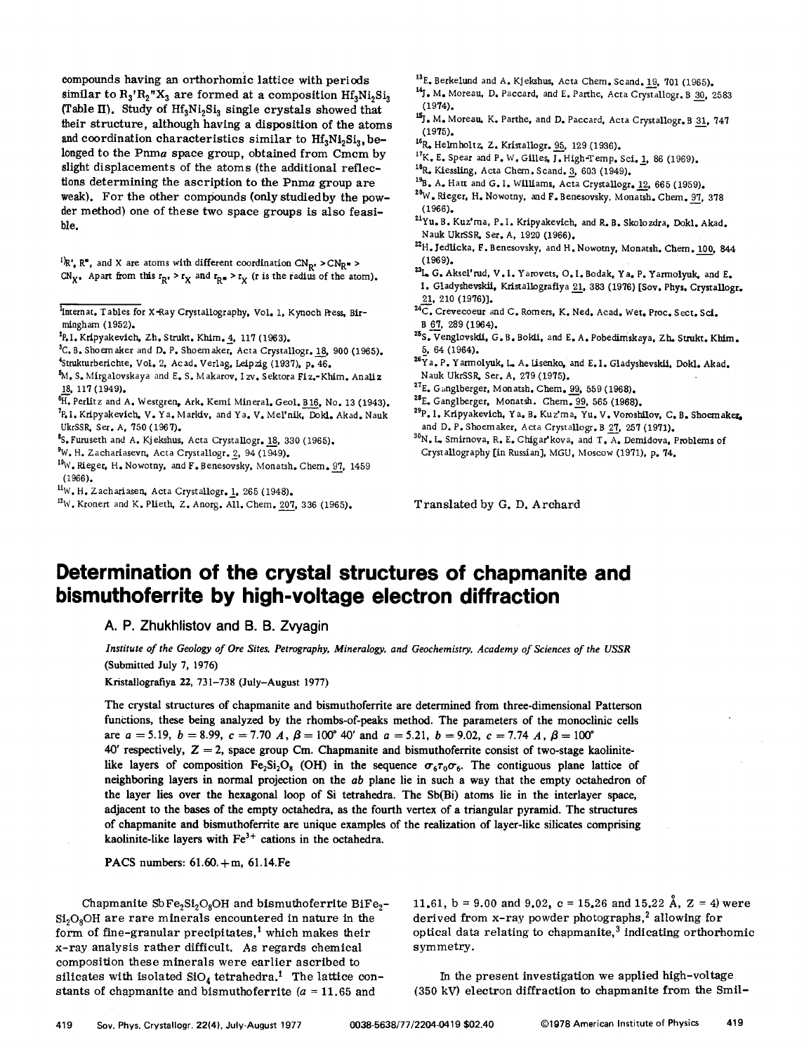compounds having an orthorhombic lattice with periods similar to $R_3'R_2''X_3$ are formed at a composition $Hf_3Ni_2Si_3$ (Table II). Study of $Hf_3Ni_2Si_3$ single crystals showed that their structure, although having a disposition of the atoms and coordination characteristics similar to $Hf_3Ni_2Si_3$, belonged to the Pnma space group, obtained from Cmcm by slight displacements of the atoms (the additional reflections determining the ascription to the Pnma group are weak). For the other compounds (only studied by the powder method) one of these two space groups is also feasible.

[1]R', R'', and X are atoms with different coordination $CN_{R'} > CN_{R''} > CN_X$. Apart from this $r_{R'} > r_X$ and $r_{R''} > r_X$ (r is the radius of the atom).

[1]Internat. Tables for X-Ray Crystallography, Vol. 1, Kynoch Press, Birmingham (1952).
[2]P. I. Kripyakevich, Zh. Strukt. Khim. 4, 117 (1963).
[3]C. B. Shoemaker and D. P. Shoemaker, Acta Crystallogr. 18, 900 (1965).
[4]Strukturberichte, Vol. 2, Acad. Verlag, Leipzig (1937), p. 46.
[5]M. S. Mirgalovskaya and E. S. Makarov, Izv. Sektora Fiz.-Khim. Analiz 18, 117 (1949).
[6]H. Perlitz and A. Westgren, Ark. Kemi Mineral. Geol. B16, No. 13 (1943).
[7]P. I. Kripyakevich, V. Ya. Markiv, and Ya. V. Mel'nik, Dokl. Akad. Nauk UkrSSR, Ser. A, 750 (1967).
[8]S. Furuseth and A. Kjekshus, Acta Crystallogr. 18, 330 (1965).
[9]W. H. Zachariasevn, Acta Crystallogr. 2, 94 (1949).
[10]W. Rieger, H. Nowotny, and F. Benesovsky, Monatsh. Chem. 97, 1459 (1966).
[11]W. H. Zachariasen, Acta Crystallogr. 1, 265 (1948).
[12]W. Kronert and K. Plieth, Z. Anorg. All. Chem. 207, 336 (1965).
[13]E. Berkelund and A. Kjekshus, Acta Chem. Scand. 19, 701 (1965).
[14]J. M. Moreau, D. Paccard, and E. Parthe, Acta Crystallogr. B 30, 2583 (1974).
[15]J. M. Moreau, K. Parthe, and D. Paccard, Acta Crystallogr. B 31, 747 (1975).
[16]R. Helmholtz, Z. Kristallogr. 95, 129 (1936).
[17]K. E. Spear and P. W. Gilles, J. High-Temp. Sci. 1, 86 (1969).
[18]R. Kiessling, Acta Chem. Scand. 3, 603 (1949).
[19]B. A. Hatt and G. I. Williams, Acta Crystallogr. 12, 665 (1959).
[20]W. Rieger, H. Nowotny, and F. Benesovsky, Monatsh. Chem. 97, 378 (1966).
[21]Yu. B. Kuz'ma, P. I. Kripyakevich, and R. B. Skolozdra, Dokl. Akad. Nauk UkrSSR, Ser. A, 1920 (1966).
[22]H. Jedlicka, F. Benesovsky, and H. Nowotny, Monatsh. Chem. 100, 844 (1969).
[23]L. G. Aksel'rud, V. I. Yarovets, O. I. Bodak, Ya. P. Yarmolyuk, and E. I. Gladyshevskii, Kristallografiya 21, 383 (1976) [Sov. Phys. Crystallogr. 21, 210 (1976)].
[24]C. Crevecoeur and C. Romers, K. Ned. Akad. Wet. Proc. Sect. Sci. B 67, 289 (1964).
[25]S. Venglovskii, G. B. Bokii, and E. A. Pobedimskaya, Zh. Strukt. Khim. 5, 64 (1964).
[26]Ya. P. Yarmolyuk, L. A. Lisenko, and E. I. Gladyshevskii, Dokl. Akad. Nauk UkrSSR, Ser. A, 279 (1975).
[27]E. Ganglberger, Monatsh. Chem. 99, 559 (1968).
[28]E. Ganglberger, Monatsh. Chem. 99, 565 (1968).
[29]P. I. Kripyakevich, Ya. B. Kuz'ma, Yu. V. Voroshilov, C. B. Shoemaker, and D. P. Shoemaker, Acta Crystallogr. B 27, 257 (1971).
[30]N. L. Smirnova, R. E. Chigar'kova, and T. A. Demidova, Problems of Crystallography [in Russian], MGU, Moscow (1971), p. 74.

Translated by G. D. Archard

# Determination of the crystal structures of chapmanite and bismuthoferrite by high-voltage electron diffraction

A. P. Zhukhlistov and B. B. Zvyagin

*Institute of the Geology of Ore Sites, Petrography, Mineralogy, and Geochemistry, Academy of Sciences of the USSR*
(Submitted July 7, 1976)
Kristallografiya 22, 731–738 (July–August 1977)

The crystal structures of chapmanite and bismuthoferrite are determined from three-dimensional Patterson functions, these being analyzed by the rhombs-of-peaks method. The parameters of the monoclinic cells are $a = 5.19$, $b = 8.99$, $c = 7.70$ A, $\beta = 100°$ 40' and $a = 5.21$, $b = 9.02$, $c = 7.74$ A, $\beta = 100°$ 40' respectively, $Z = 2$, space group Cm. Chapmanite and bismuthoferrite consist of two-stage kaolinite-like layers of composition $Fe_2Si_2O_8$ (OH) in the sequence $\sigma_6\tau_0\sigma_6$. The contiguous plane lattice of neighboring layers in normal projection on the ab plane lie in such a way that the empty octahedron of the layer lies over the hexagonal loop of Si tetrahedra. The Sb(Bi) atoms lie in the interlayer space, adjacent to the bases of the empty octahedra, as the fourth vertex of a triangular pyramid. The structures of chapmanite and bismuthoferrite are unique examples of the realization of layer-like silicates comprising kaolinite-like layers with $Fe^{3+}$ cations in the octahedra.

PACS numbers: 61.60.+m, 61.14.Fe

Chapmanite $SbFe_2Si_2O_8OH$ and bismuthoferrite $BiFe_2Si_2O_8OH$ are rare minerals encountered in nature in the form of fine-granular precipitates,[1] which makes their x-ray analysis rather difficult. As regards chemical composition these minerals were earlier ascribed to silicates with isolated $SiO_4$ tetrahedra.[1] The lattice constants of chapmanite and bismuthoferrite ($a = 11.65$ and 11.61, $b = 9.00$ and 9.02, $c = 15.26$ and 15.22 Å, $Z = 4$) were derived from x-ray powder photographs,[2] allowing for optical data relating to chapmanite,[3] indicating orthorhombic symmetry.

In the present investigation we applied high-voltage (350 kV) electron diffraction to chapmanite from the Smil-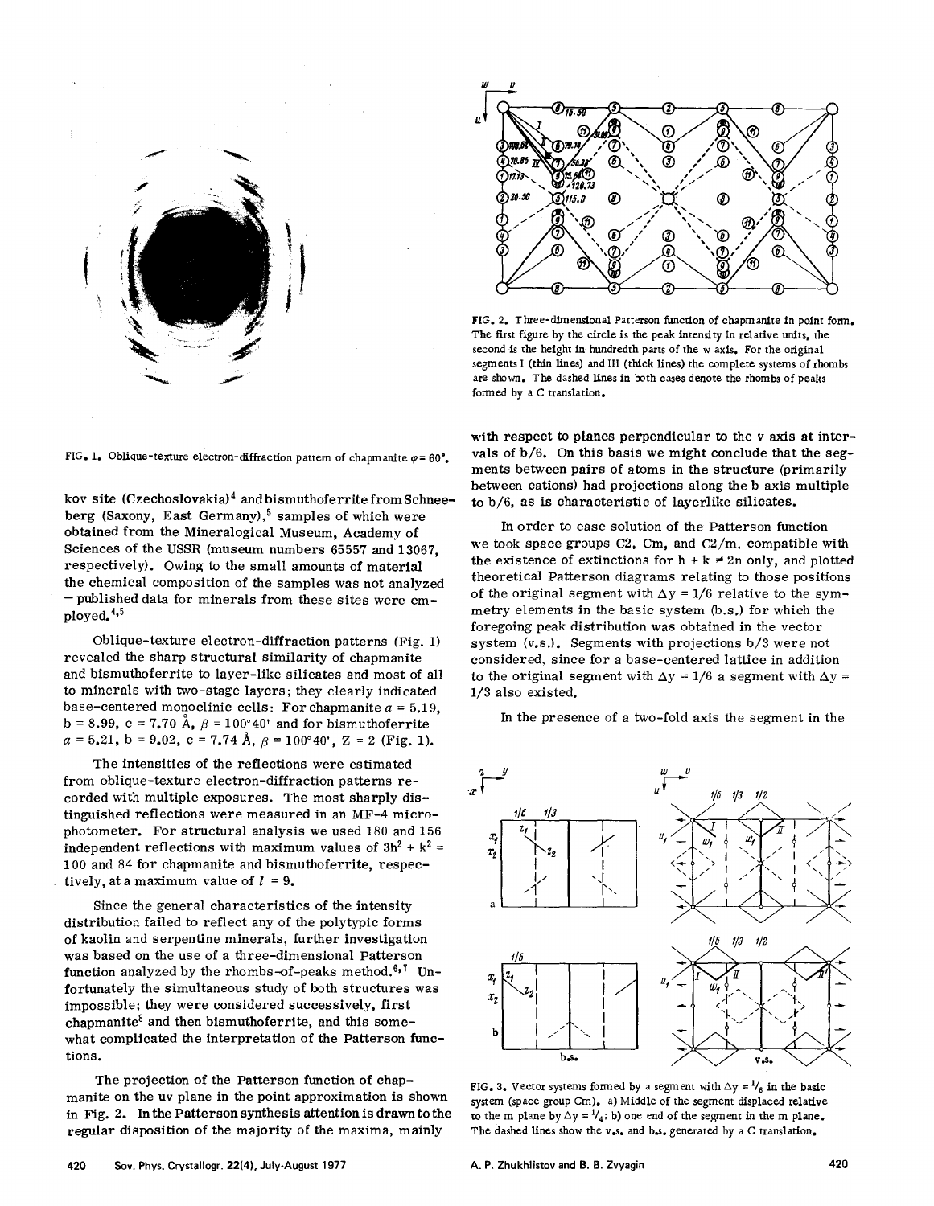FIG. 1. Oblique-texture electron-diffraction pattern of chapmanite $\varphi = 60°$.

kov site (Czechoslovakia)[4] and bismuthoferrite from Schneeberg (Saxony, East Germany),[5] samples of which were obtained from the Mineralogical Museum, Academy of Sciences of the USSR (museum numbers 65557 and 13067, respectively). Owing to the small amounts of material the chemical composition of the samples was not analyzed – published data for minerals from these sites were employed.[4,5]

Oblique-texture electron-diffraction patterns (Fig. 1) revealed the sharp structural similarity of chapmanite and bismuthoferrite to layer-like silicates and most of all to minerals with two-stage layers; they clearly indicated base-centered monoclinic cells: For chapmanite $a = 5.19$, $b = 8.99$, $c = 7.70$ Å, $\beta = 100°40'$ and for bismuthoferrite $a = 5.21$, $b = 9.02$, $c = 7.74$ Å, $\beta = 100°40'$, $Z = 2$ (Fig. 1).

The intensities of the reflections were estimated from oblique-texture electron-diffraction patterns recorded with multiple exposures. The most sharply distinguished reflections were measured in an MF-4 microphotometer. For structural analysis we used 180 and 156 independent reflections with maximum values of $3h^2 + k^2 = 100$ and 84 for chapmanite and bismuthoferrite, respectively, at a maximum value of $l = 9$.

Since the general characteristics of the intensity distribution failed to reflect any of the polytypic forms of kaolin and serpentine minerals, further investigation was based on the use of a three-dimensional Patterson function analyzed by the rhombs-of-peaks method.[6,7] Unfortunately the simultaneous study of both structures was impossible; they were considered successively, first chapmanite[8] and then bismuthoferrite, and this somewhat complicated the interpretation of the Patterson functions.

The projection of the Patterson function of chapmanite on the uv plane in the point approximation is shown in Fig. 2. In the Patterson synthesis attention is drawn to the regular disposition of the majority of the maxima, mainly

FIG. 2. Three-dimensional Patterson function of chapmanite in point form. The first figure by the circle is the peak intensity in relative units, the second is the height in hundredth parts of the w axis. For the original segments I (thin lines) and III (thick lines) the complete systems of rhombs are shown. The dashed lines in both cases denote the rhombs of peaks formed by a C translation.

with respect to planes perpendicular to the v axis at intervals of b/6. On this basis we might conclude that the segments between pairs of atoms in the structure (primarily between cations) had projections along the b axis multiple to b/6, as is characteristic of layerlike silicates.

In order to ease solution of the Patterson function we took space groups C2, Cm, and C2/m, compatible with the existence of extinctions for $h + k \neq 2n$ only, and plotted theoretical Patterson diagrams relating to those positions of the original segment with $\Delta y = 1/6$ relative to the symmetry elements in the basic system (b.s.) for which the foregoing peak distribution was obtained in the vector system (v.s.). Segments with projections b/3 were not considered, since for a base-centered lattice in addition to the original segment with $\Delta y = 1/6$ a segment with $\Delta y = 1/3$ also existed.

In the presence of a two-fold axis the segment in the

FIG. 3. Vector systems formed by a segment with $\Delta y = 1/6$ in the basic system (space group Cm). a) Middle of the segment displaced relative to the m plane by $\Delta y = 1/4$; b) one end of the segment in the m plane. The dashed lines show the v.s. and b.s. generated by a C translation.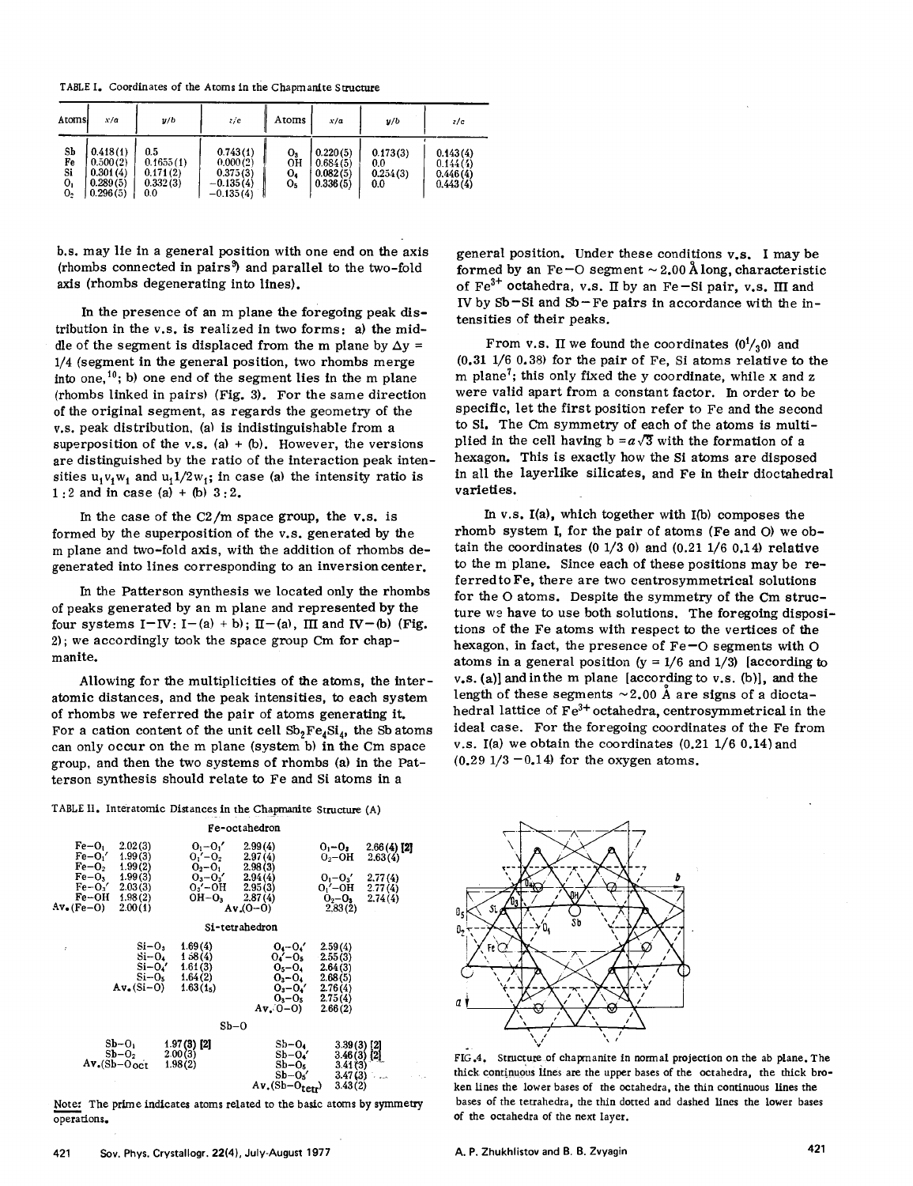TABLE I. Coordinates of the Atoms in the Chapmanite Structure

| Atoms | x/a | y/b | z/c | Atoms | x/a | y/b | z/c |
|---|---|---|---|---|---|---|---|
| Sb | 0.418(1) | 0.5 | 0.743(1) | $O_3$ | 0.220(5) | 0.173(3) | 0.143(4) |
| Fe | 0.500(2) | 0.1655(1) | 0.000(2) | OH | 0.684(5) | 0.0 | 0.144(4) |
| Si | 0.301(4) | 0.171(2) | 0.375(3) | $O_4$ | 0.082(5) | 0.254(3) | 0.446(4) |
| $O_1$ | 0.289(5) | 0.332(3) | −0.135(4) | $O_5$ | 0.336(5) | 0.0 | 0.443(4) |
| $O_2$ | 0.296(5) | 0.0 | −0.135(4) | | | | |

b.s. may lie in a general position with one end on the axis (rhombs connected in pairs[9]) and parallel to the two-fold axis (rhombs degenerating into lines).

In the presence of an m plane the foregoing peak distribution in the v.s. is realized in two forms: a) the middle of the segment is displaced from the m plane by $\Delta y = 1/4$ (segment in the general position, two rhombs merge into one,[10]; b) one end of the segment lies in the m plane (rhombs linked in pairs) (Fig. 3). For the same direction of the original segment, as regards the geometry of the v.s. peak distribution, (a) is indistinguishable from a superposition of the v.s. (a) + (b). However, the versions are distinguished by the ratio of the interaction peak intensities $u_1v_1w_1$ and $u_1 1/2 w_1$; in case (a) the intensity ratio is 1 : 2 and in case (a) + (b) 3 : 2.

In the case of the C2/m space group, the v.s. is formed by the superposition of the v.s. generated by the m plane and two-fold axis, with the addition of rhombs degenerated into lines corresponding to an inversion center.

In the Patterson synthesis we located only the rhombs of peaks generated by an m plane and represented by the four systems I–IV: I–(a) + b); II–(a), III and IV–(b) (Fig. 2); we accordingly took the space group Cm for chapmanite.

Allowing for the multiplicities of the atoms, the interatomic distances, and the peak intensities, to each system of rhombs we referred the pair of atoms generating it. For a cation content of the unit cell $Sb_2Fe_4Si_4$, the Sb atoms can only occur on the m plane (system b) in the Cm space group, and then the two systems of rhombs (a) in the Patterson synthesis should relate to Fe and Si atoms in a general position. Under these conditions v.s. I may be formed by an Fe–O segment ~2.00 Å long, characteristic of $Fe^{3+}$ octahedra, v.s. II by an Fe–Si pair, v.s. III and IV by Sb–Si and Sb–Fe pairs in accordance with the intensities of their peaks.

From v.s. II we found the coordinates (0 1/3 0) and (0.31 1/6 0.38) for the pair of Fe, Si atoms relative to the m plane[7]; this only fixed the y coordinate, while x and z were valid apart from a constant factor. In order to be specific, let the first position refer to Fe and the second to Si. The Cm symmetry of each of the atoms is multiplied in the cell having $b = a\sqrt{3}$ with the formation of a hexagon. This is exactly how the Si atoms are disposed in all the layerlike silicates, and Fe in their dioctahedral varieties.

In v.s. I(a), which together with I(b) composes the rhomb system I, for the pair of atoms (Fe and O) we obtain the coordinates (0 1/3 0) and (0.21 1/6 0.14) relative to the m plane. Since each of these positions may be referred to Fe, there are two centrosymmetrical solutions for the O atoms. Despite the symmetry of the Cm structure we have to use both solutions. The foregoing dispositions of the Fe atoms with respect to the vertices of the hexagon, in fact, the presence of Fe–O segments with O atoms in a general position (y = 1/6 and 1/3) [according to v.s. (a)] and in the m plane [according to v.s. (b)], and the length of these segments ~2.00 Å are signs of a dioctahedral lattice of $Fe^{3+}$ octahedra, centrosymmetrical in the ideal case. For the foregoing coordinates of the Fe from v.s. I(a) we obtain the coordinates (0.21 1/6 0.14) and (0.29 1/3 −0.14) for the oxygen atoms.

TABLE II. Interatomic Distances in the Chapmanite Structure (Å)

**Fe-octahedron**

| | | | | | |
|---|---|---|---|---|---|
| Fe–$O_1$ | 2.02(3) | $O_1$–$O_1'$ | 2.99(4) | $O_1$–$O_3$ | 2.66(4) [2] |
| Fe–$O_1'$ | 1.99(3) | $O_1'$–$O_2$ | 2.97(4) | $O_2$–OH | 2.63(4) |
| Fe–$O_2$ | 1.99(2) | $O_2$–$O_1$ | 2.98(3) | | |
| Fe–$O_3$ | 1.99(3) | $O_3$–$O_3'$ | 2.94(4) | $O_1$–$O_3'$ | 2.77(4) |
| Fe–$O_3'$ | 2.03(3) | $O_3'$–OH | 2.95(3) | $O_1'$–OH | 2.77(4) |
| Fe–OH | 1.98(2) | OH–$O_3$ | 2.87(4) | $O_2$–$O_3$ | 2.74(4) |
| Av.(Fe–O) | 2.00(1) | Av.(O–O) | 2.83(2) | | |

**Si-tetrahedron**

| | | | |
|---|---|---|---|
| Si–$O_3$ | 1.69(4) | $O_4$–$O_4'$ | 2.59(4) |
| Si–$O_4$ | 1.58(4) | $O_4'$–$O_5$ | 2.55(3) |
| Si–$O_4'$ | 1.61(3) | $O_5$–$O_4$ | 2.64(3) |
| Si–$O_5$ | 1.64(2) | $O_3$–$O_4$ | 2.68(5) |
| Av.(Si–O) | 1.63(1₅) | $O_3$–$O_4'$ | 2.76(4) |
| | | $O_3$–$O_5$ | 2.75(4) |
| | | Av.(O–O) | 2.66(2) |

**Sb–O**

| | | | |
|---|---|---|---|
| Sb–$O_1$ | 1.97(3) [2] | Sb–$O_4$ | 3.39(3) [2] |
| Sb–$O_2$ | 2.00(3) | Sb–$O_4'$ | 3.46(3) [2] |
| Av.(Sb–$O_{oct}$) | 1.98(2) | Sb–$O_5$ | 3.41(3) |
| | | Sb–$O_5'$ | 3.47(3) |
| | | Av.(Sb–$O_{tetr}$) | 3.43(2) |

Note: The prime indicates atoms related to the basic atoms by symmetry operations.

FIG. 4. Structure of chapmanite in normal projection on the ab plane. The thick continuous lines are the upper bases of the octahedra, the thick broken lines the lower bases of the octahedra, the thin continuous lines the bases of the tetrahedra, the thin dotted and dashed lines the lower bases of the octahedra of the next layer.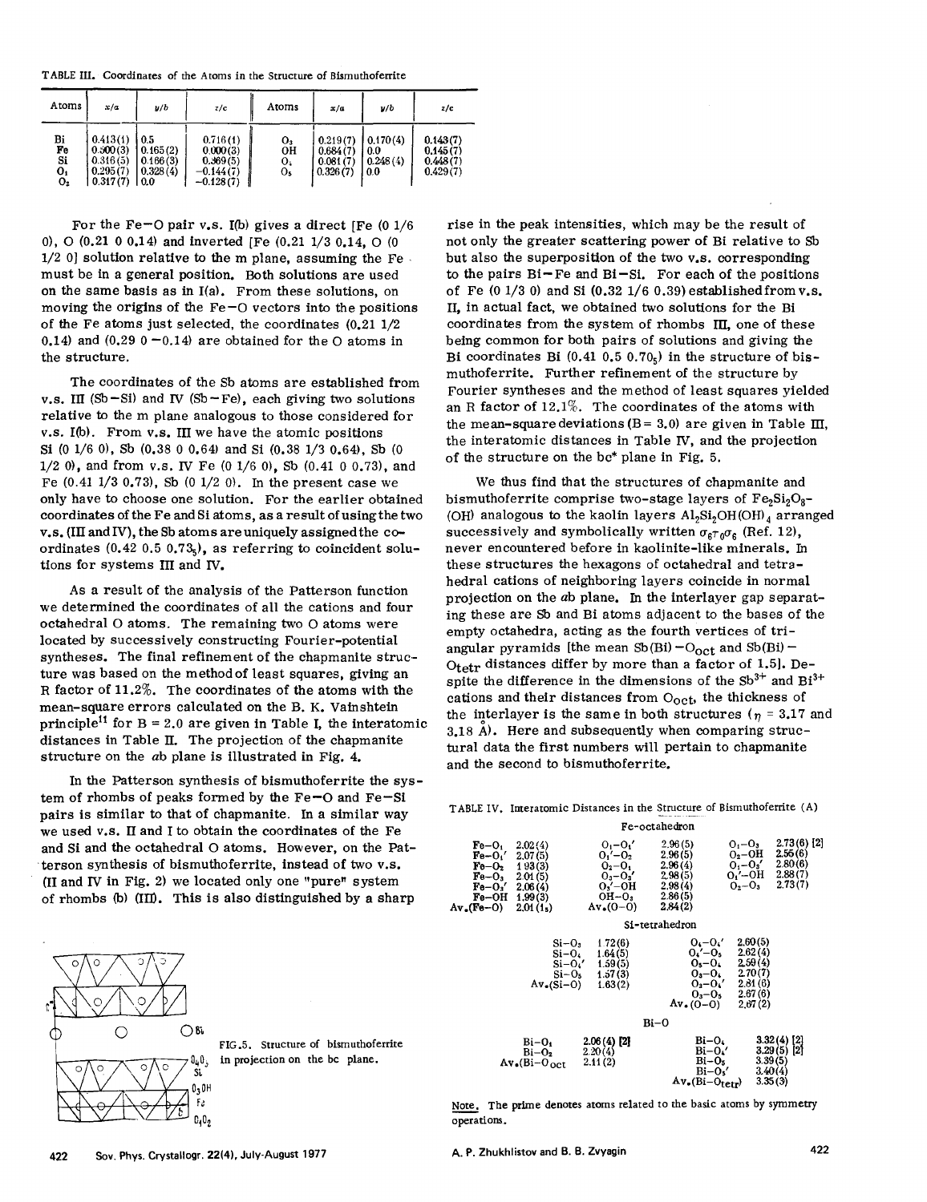TABLE III. Coordinates of the Atoms in the Structure of Bismuthoferrite

| Atoms | x/a | y/b | z/c | Atoms | x/a | y/b | z/c |
|---|---|---|---|---|---|---|---|
| Bi | 0.413(1) | 0.5 | 0.716(1) | $O_3$ | 0.219(7) | 0.170(4) | 0.143(7) |
| Fe | 0.500(3) | 0.165(2) | 0.000(3) | OH | 0.684(7) | 0.0 | 0.145(7) |
| Si | 0.316(5) | 0.166(3) | 0.369(5) | $O_4$ | 0.081(7) | 0.248(4) | 0.448(7) |
| $O_1$ | 0.295(7) | 0.328(4) | −0.144(7) | $O_5$ | 0.326(7) | 0.0 | 0.429(7) |
| $O_2$ | 0.317(7) | 0.0 | −0.128(7) | | | | |

For the Fe−O pair v.s. I(b) gives a direct [Fe (0 1/6 0), O (0.21 0 0.14) and inverted [Fe (0.21 1/3 0.14, O (0 1/2 0] solution relative to the m plane, assuming the Fe must be in a general position. Both solutions are used on the same basis as in I(a). From these solutions, on moving the origins of the Fe−O vectors into the positions of the Fe atoms just selected, the coordinates (0.21 1/2 0.14) and (0.29 0 −0.14) are obtained for the O atoms in the structure.

The coordinates of the Sb atoms are established from v.s. III (Sb−Si) and IV (Sb−Fe), each giving two solutions relative to the m plane analogous to those considered for v.s. I(b). From v.s. III we have the atomic positions Si (0 1/6 0), Sb (0.38 0 0.64) and Si (0.38 1/3 0.64), Sb (0 1/2 0), and from v.s. IV Fe (0 1/6 0), Sb (0.41 0 0.73), and Fe (0.41 1/3 0.73), Sb (0 1/2 0). In the present case we only have to choose one solution. For the earlier obtained coordinates of the Fe and Si atoms, as a result of using the two v.s. (III and IV), the Sb atoms are uniquely assigned the coordinates (0.42 0.5 $0.73_5$), as referring to coincident solutions for systems III and IV.

As a result of the analysis of the Patterson function we determined the coordinates of all the cations and four octahedral O atoms. The remaining two O atoms were located by successively constructing Fourier-potential syntheses. The final refinement of the chapmanite structure was based on the method of least squares, giving an R factor of 11.2%. The coordinates of the atoms with the mean-square errors calculated on the B. K. Vainshtein principle[11] for B = 2.0 are given in Table I, the interatomic distances in Table II. The projection of the chapmanite structure on the ab plane is illustrated in Fig. 4.

In the Patterson synthesis of bismuthoferrite the system of rhombs of peaks formed by the Fe−O and Fe−Si pairs is similar to that of chapmanite. In a similar way we used v.s. II and I to obtain the coordinates of the Fe and Si and the octahedral O atoms. However, on the Patterson synthesis of bismuthoferrite, instead of two v.s. (II and IV in Fig. 2) we located only one "pure" system of rhombs (b) (III). This is also distinguished by a sharp rise in the peak intensities, which may be the result of not only the greater scattering power of Bi relative to Sb but also the superposition of the two v.s. corresponding to the pairs Bi−Fe and Bi−Si. For each of the positions of Fe (0 1/3 0) and Si (0.32 1/6 0.39) established from v.s. II, in actual fact, we obtained two solutions for the Bi coordinates from the system of rhombs III, one of these being common for both pairs of solutions and giving the Bi coordinates Bi (0.41 0.5 $0.70_5$) in the structure of bismuthoferrite. Further refinement of the structure by Fourier syntheses and the method of least squares yielded an R factor of 12.1%. The coordinates of the atoms with the mean-square deviations (B = 3.0) are given in Table III, the interatomic distances in Table IV, and the projection of the structure on the bc* plane in Fig. 5.

FIG. 5. Structure of bismuthoferrite in projection on the bc plane.

We thus find that the structures of chapmanite and bismuthoferrite comprise two-stage layers of $Fe_2Si_2O_8$-(OH) analogous to the kaolin layers $Al_2Si_2OH(OH)_4$ arranged successively and symbolically written $\sigma_6\tau_0\sigma_6$ (Ref. 12), never encountered before in kaolinite-like minerals. In these structures the hexagons of octahedral and tetrahedral cations of neighboring layers coincide in normal projection on the ab plane. In the interlayer gap separating these are Sb and Bi atoms adjacent to the bases of the empty octahedra, acting as the fourth vertices of triangular pyramids [the mean Sb(Bi) $-O_{oct}$ and Sb(Bi) $-O_{tetr}$ distances differ by more than a factor of 1.5]. Despite the difference in the dimensions of the $Sb^{3+}$ and $Bi^{3+}$ cations and their distances from $O_{oct}$, the thickness of the interlayer is the same in both structures ($\eta$ = 3.17 and 3.18 Å). Here and subsequently when comparing structural data the first numbers will pertain to chapmanite and the second to bismuthoferrite.

TABLE IV. Interatomic Distances in the Structure of Bismuthoferrite (Å)

**Fe-octahedron**

| | | | | | |
|---|---|---|---|---|---|
| Fe−$O_1$ | 2.02(4) | $O_1$−$O_1'$ | 2.96(5) | $O_1$−$O_3$ | 2.73(6) [2] |
| Fe−$O_1'$ | 2.07(5) | $O_1'$−$O_2$ | 2.96(5) | $O_2$−OH | 2.55(6) |
| Fe−$O_2$ | 1.93(3) | $O_2$−$O_1$ | 2.96(4) | $O_1$−$O_3'$ | 2.80(6) |
| Fe−$O_3$ | 2.01(5) | $O_3$−$O_3'$ | 2.98(5) | $O_1'$−OH | 2.88(7) |
| Fe−$O_3'$ | 2.06(4) | $O_3'$−OH | 2.98(4) | $O_2$−$O_3$ | 2.73(7) |
| Fe−OH | 1.99(3) | OH−$O_3$ | 2.86(5) | | |
| Av.(Fe−O) | 2.01(1.5) | Av.(O−O) | 2.84(2) | | |

**Si-tetrahedron**

| | | | |
|---|---|---|---|
| Si−$O_3$ | 1.72(6) | $O_4$−$O_4'$ | 2.60(5) |
| Si−$O_4$ | 1.64(5) | $O_4'$−$O_5$ | 2.62(4) |
| Si−$O_4'$ | 1.59(5) | $O_5$−$O_4$ | 2.59(4) |
| Si−$O_5$ | 1.57(3) | $O_3$−$O_4$ | 2.70(7) |
| Av.(Si−O) | 1.63(2) | $O_3$−$O_4'$ | 2.81(6) |
| | | $O_3$−$O_5$ | 2.67(6) |
| | | Av.(O−O) | 2.67(2) |

**Bi−O**

| | | | |
|---|---|---|---|
| Bi−$O_1$ | 2.06(4) [2] | Bi−$O_4$ | 3.32(4) [2] |
| Bi−$O_2$ | 2.20(4) | Bi−$O_4'$ | 3.29(5) [2] |
| Av.(Bi−$O_{oct}$) | 2.11(2) | Bi−$O_5$ | 3.39(5) |
| | | Bi−$O_5'$ | 3.40(4) |
| | | Av.(Bi−$O_{tetr}$) | 3.35(3) |

Note. The prime denotes atoms related to the basic atoms by symmetry operations.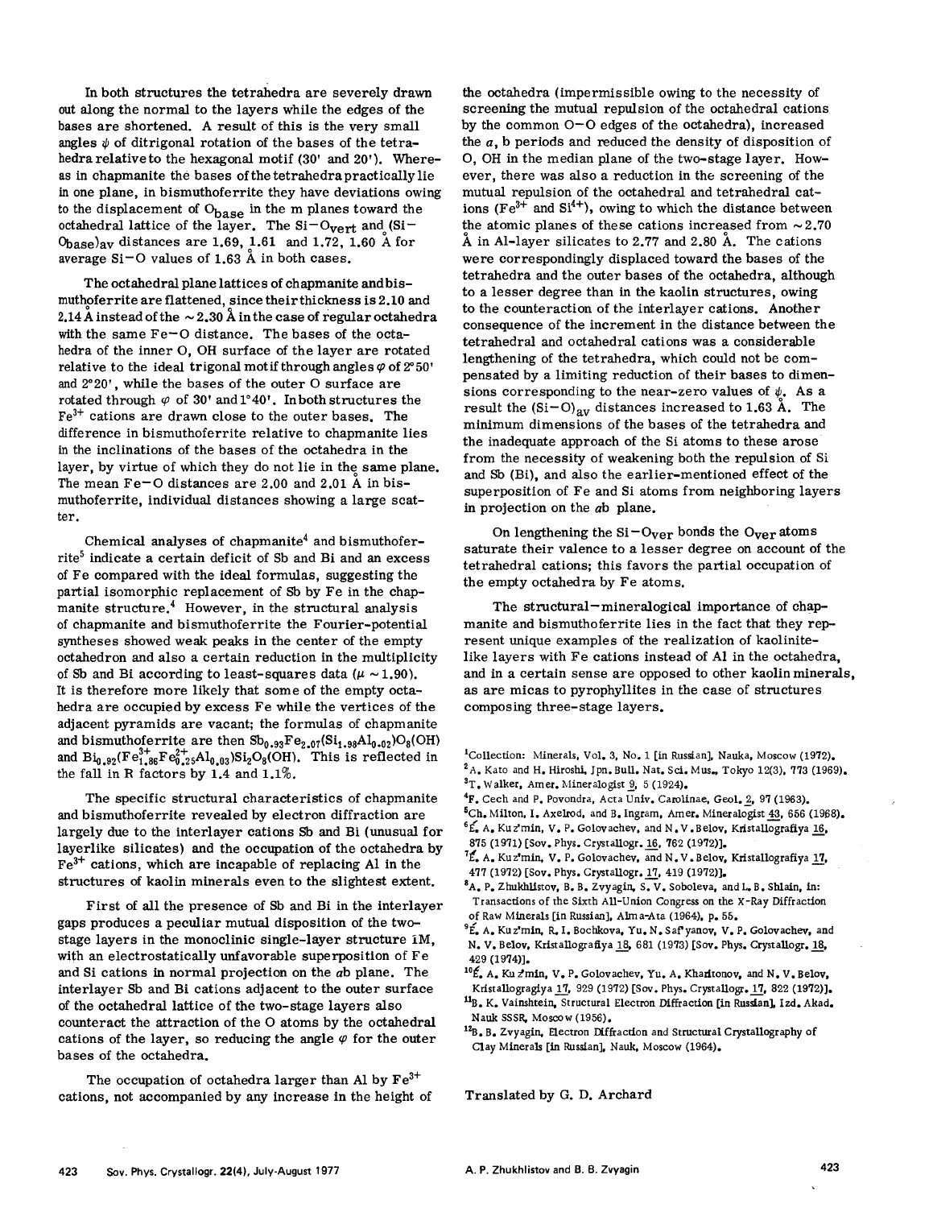In both structures the tetrahedra are severely drawn out along the normal to the layers while the edges of the bases are shortened. A result of this is the very small angles $\psi$ of ditrigonal rotation of the bases of the tetrahedra relative to the hexagonal motif (30' and 20'). Whereas in chapmanite the bases of the tetrahedra practically lie in one plane, in bismuthoferrite they have deviations owing to the displacement of $O_{base}$ in the m planes toward the octahedral lattice of the layer. The $Si-O_{vert}$ and $(Si-O_{base})_{av}$ distances are 1.69, 1.61 and 1.72, 1.60 Å for average Si–O values of 1.63 Å in both cases.

The octahedral plane lattices of chapmanite and bismuthoferrite are flattened, since their thickness is 2.10 and 2.14 Å instead of the ~2.30 Å in the case of regular octahedra with the same Fe–O distance. The bases of the octahedra of the inner O, OH surface of the layer are rotated relative to the ideal trigonal motif through angles $\varphi$ of 2°50' and 2°20', while the bases of the outer O surface are rotated through $\varphi$ of 30' and 1°40'. In both structures the $Fe^{3+}$ cations are drawn close to the outer bases. The difference in bismuthoferrite relative to chapmanite lies in the inclinations of the bases of the octahedra in the layer, by virtue of which they do not lie in the same plane. The mean Fe–O distances are 2.00 and 2.01 Å in bismuthoferrite, individual distances showing a large scatter.

Chemical analyses of chapmanite[4] and bismuthoferrite[5] indicate a certain deficit of Sb and Bi and an excess of Fe compared with the ideal formulas, suggesting the partial isomorphic replacement of Sb by Fe in the chapmanite structure.[4] However, in the structural analysis of chapmanite and bismuthoferrite the Fourier-potential syntheses showed weak peaks in the center of the empty octahedron and also a certain reduction in the multiplicity of Sb and Bi according to least-squares data ($\mu \sim 1.90$). It is therefore more likely that some of the empty octahedra are occupied by excess Fe while the vertices of the adjacent pyramids are vacant; the formulas of chapmanite and bismuthoferrite are then $Sb_{0.93}Fe_{2.07}(Si_{1.98}Al_{0.02})O_8(OH)$ and $Bi_{0.92}(Fe^{3+}_{1.86}Fe^{2+}_{0.25}Al_{0.03})Si_2O_8(OH)$. This is reflected in the fall in R factors by 1.4 and 1.1%.

The specific structural characteristics of chapmanite and bismuthoferrite revealed by electron diffraction are largely due to the interlayer cations Sb and Bi (unusual for layerlike silicates) and the occupation of the octahedra by $Fe^{3+}$ cations, which are incapable of replacing Al in the structures of kaolin minerals even to the slightest extent.

First of all the presence of Sb and Bi in the interlayer gaps produces a peculiar mutual disposition of the two-stage layers in the monoclinic single-layer structure 1M, with an electrostatically unfavorable superposition of Fe and Si cations in normal projection on the $ab$ plane. The interlayer Sb and Bi cations adjacent to the outer surface of the octahedral lattice of the two-stage layers also counteract the attraction of the O atoms by the octahedral cations of the layer, so reducing the angle $\varphi$ for the outer bases of the octahedra.

The occupation of octahedra larger than Al by $Fe^{3+}$ cations, not accompanied by any increase in the height of the octahedra (impermissible owing to the necessity of screening the mutual repulsion of the octahedral cations by the common O–O edges of the octahedra), increased the $a$, b periods and reduced the density of disposition of O, OH in the median plane of the two-stage layer. However, there was also a reduction in the screening of the mutual repulsion of the octahedral and tetrahedral cations ($Fe^{3+}$ and $Si^{4+}$), owing to which the distance between the atomic planes of these cations increased from ~2.70 Å in Al-layer silicates to 2.77 and 2.80 Å. The cations were correspondingly displaced toward the bases of the tetrahedra and the outer bases of the octahedra, although to a lesser degree than in the kaolin structures, owing to the counteraction of the interlayer cations. Another consequence of the increment in the distance between the tetrahedral and octahedral cations was a considerable lengthening of the tetrahedra, which could not be compensated by a limiting reduction of their bases to dimensions corresponding to the near-zero values of $\psi$. As a result the $(Si-O)_{av}$ distances increased to 1.63 Å. The minimum dimensions of the bases of the tetrahedra and the inadequate approach of the Si atoms to these arose from the necessity of weakening both the repulsion of Si and Sb (Bi), and also the earlier-mentioned effect of the superposition of Fe and Si atoms from neighboring layers in projection on the $ab$ plane.

On lengthening the $Si-O_{ver}$ bonds the $O_{ver}$ atoms saturate their valence to a lesser degree on account of the tetrahedral cations; this favors the partial occupation of the empty octahedra by Fe atoms.

The structural–mineralogical importance of chapmanite and bismuthoferrite lies in the fact that they represent unique examples of the realization of kaolinite-like layers with Fe cations instead of Al in the octahedra, and in a certain sense are opposed to other kaolin minerals, as are micas to pyrophyllites in the case of structures composing three-stage layers.

1. Collection: Minerals, Vol. 3, No. 1 [in Russian], Nauka, Moscow (1972).
2. A. Kato and H. Hiroshi, Jpn. Bull. Nat. Sci. Mus., Tokyo 12(3), 773 (1969).
3. T. Walker, Amer. Mineralogist 9, 5 (1924).
4. F. Cech and P. Povondra, Acta Univ. Carolinae, Geol. 2, 97 (1963).
5. Ch. Milton, I. Axelrod, and B. Ingram, Amer. Mineralogist 43, 656 (1968).
6. É. A. Kuz'min, V. P. Golovachev, and N. V. Belov, Kristallografiya 16, 875 (1971) [Sov. Phys. Crystallogr. 16, 762 (1972)].
7. É. A. Kuz'min, V. P. Golovachev, and N. V. Belov, Kristallografiya 17, 477 (1972) [Sov. Phys. Crystallogr. 17, 419 (1972)].
8. A. P. Zhukhlistov, B. B. Zvyagin, S. V. Soboleva, and L. B. Shlain, in: Transactions of the Sixth All-Union Congress on the X-Ray Diffraction of Raw Minerals [in Russian], Alma-Ata (1964), p. 55.
9. É. A. Kuz'min, R. I. Bochkova, Yu. N. Saf'yanov, V. P. Golovachev, and N. V. Belov, Kristallografiya 18, 681 (1973) [Sov. Phys. Crystallogr. 18, 429 (1974)].
10. É. A. Kuz'min, V. P. Golovachev, Yu. A. Kharitonov, and N. V. Belov, Kristallogragiya 17, 929 (1972) [Sov. Phys. Crystallogr. 17, 822 (1972)].
11. B. K. Vainshtein, Structural Electron Diffraction [in Russian], Izd. Akad. Nauk SSSR, Moscow (1956).
12. B. B. Zvyagin, Electron Diffraction and Structural Crystallography of Clay Minerals [in Russian], Nauk, Moscow (1964).

Translated by G. D. Archard